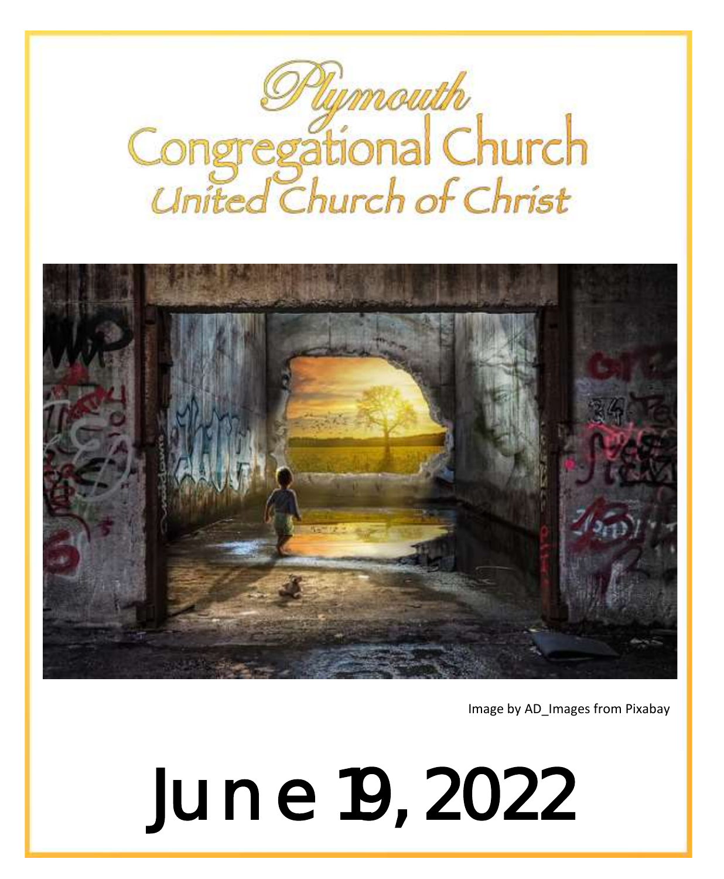# Plymouth Congregational Church

## United Church of Christ

Image by AD_Images from Pixabay

# June 19, 2022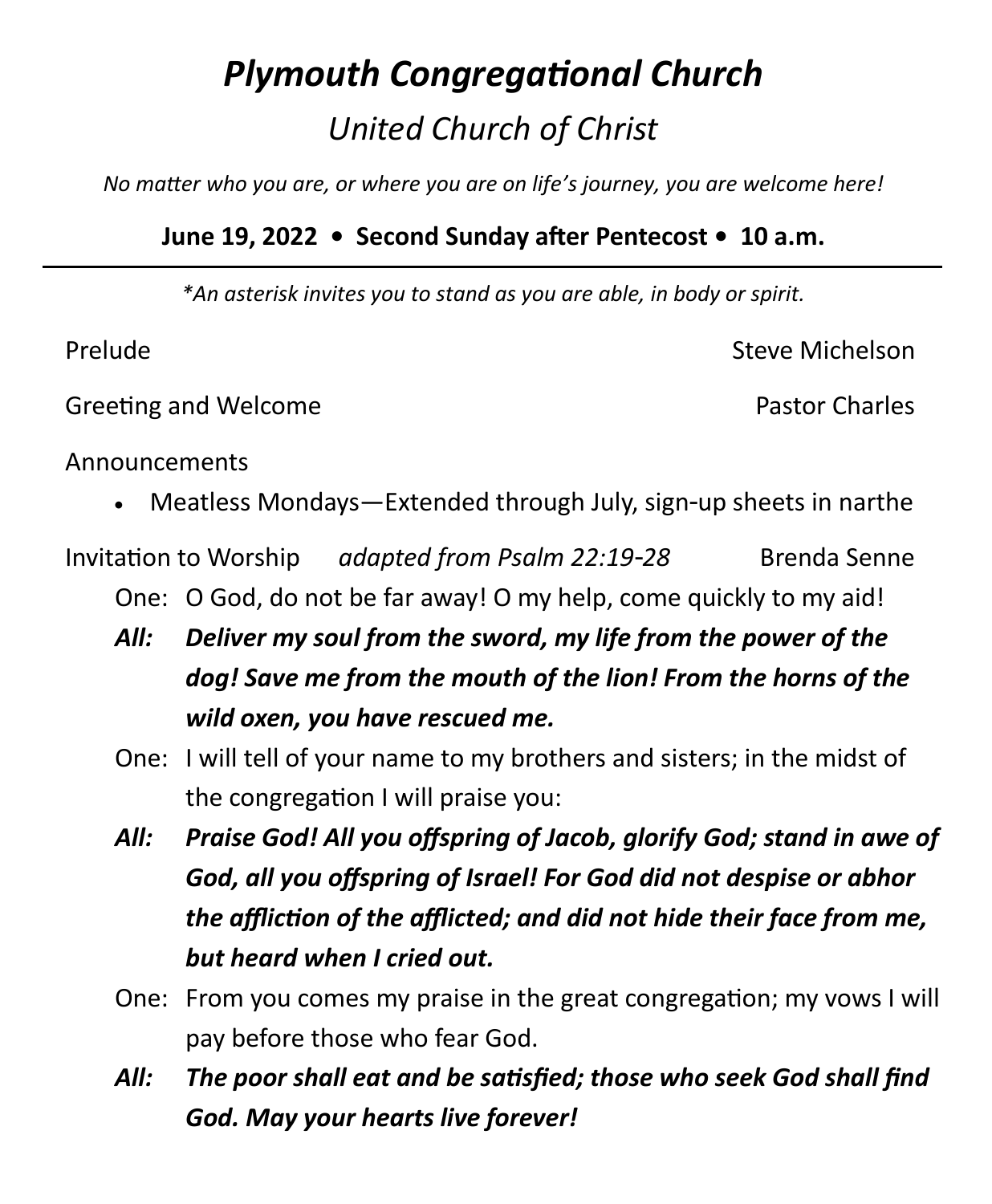# *Plymouth Congregational Church*

## *United Church of Christ*

*No matter who you are, or where you are on life's journey, you are welcome here!*

**June 19, 2022 • Second Sunday after Pentecost • 10 a.m.**

---

*\*An asterisk invites you to stand as you are able, in body or spirit.*

Prelude — Steve Michelson

Greeting and Welcome — Pastor Charles

Announcements

- Meatless Mondays—Extended through July, sign-up sheets in narthe

Invitation to Worship *adapted from Psalm 22:19-28* — Brenda Senne

One: O God, do not be far away! O my help, come quickly to my aid!

***All: Deliver my soul from the sword, my life from the power of the dog! Save me from the mouth of the lion! From the horns of the wild oxen, you have rescued me.***

One: I will tell of your name to my brothers and sisters; in the midst of the congregation I will praise you:

***All: Praise God! All you offspring of Jacob, glorify God; stand in awe of God, all you offspring of Israel! For God did not despise or abhor the affliction of the afflicted; and did not hide their face from me, but heard when I cried out.***

One: From you comes my praise in the great congregation; my vows I will pay before those who fear God.

***All: The poor shall eat and be satisfied; those who seek God shall find God. May your hearts live forever!***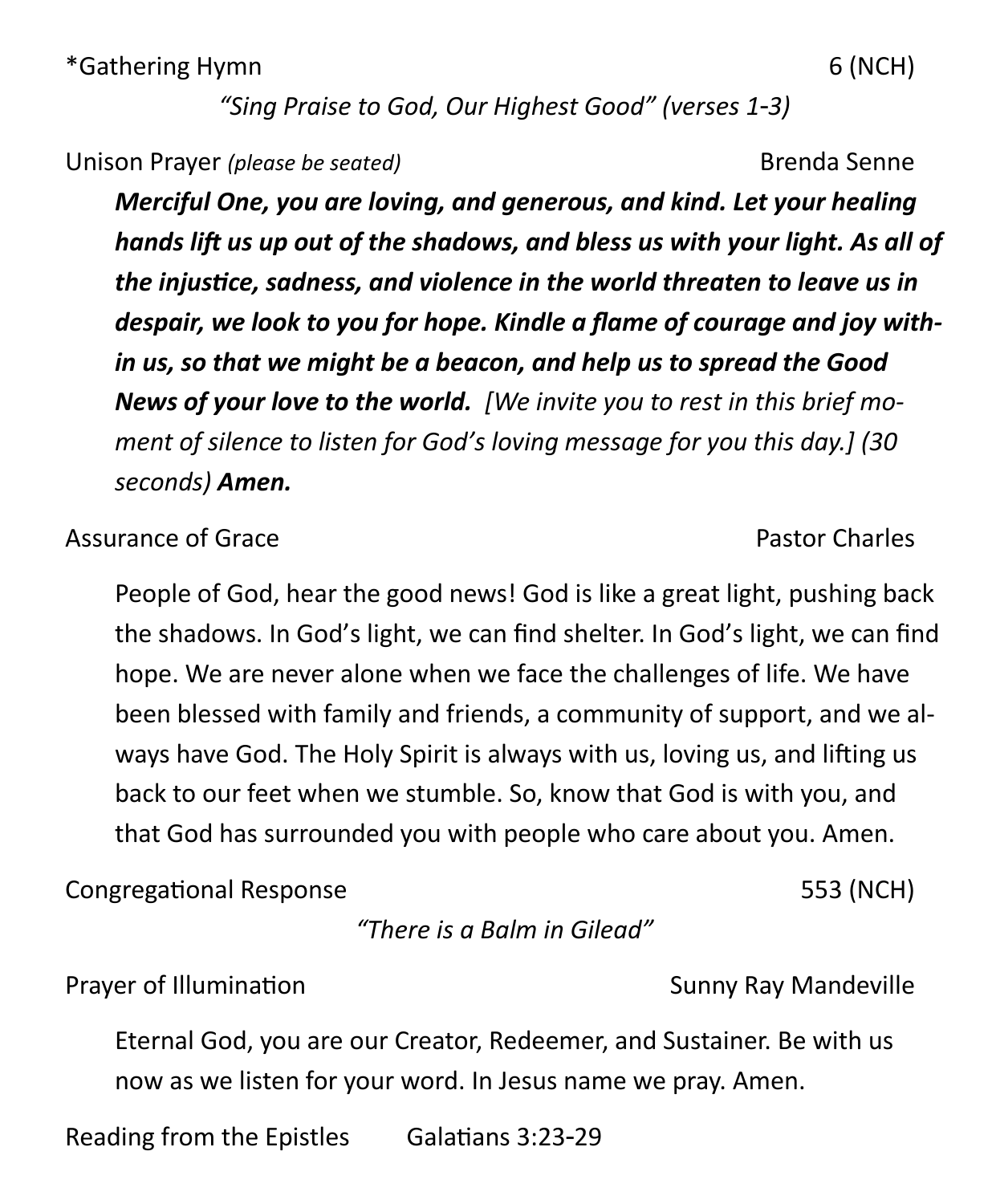*Gathering Hymn 6 (NCH)

*“Sing Praise to God, Our Highest Good” (verses 1-3)*

Unison Prayer *(please be seated)* Brenda Senne

***Merciful One, you are loving, and generous, and kind. Let your healing hands lift us up out of the shadows, and bless us with your light. As all of the injustice, sadness, and violence in the world threaten to leave us in despair, we look to you for hope. Kindle a flame of courage and joy within us, so that we might be a beacon, and help us to spread the Good News of your love to the world.*** *[We invite you to rest in this brief moment of silence to listen for God’s loving message for you this day.] (30 seconds)* ***Amen.***

Assurance of Grace Pastor Charles

People of God, hear the good news! God is like a great light, pushing back the shadows. In God’s light, we can find shelter. In God’s light, we can find hope. We are never alone when we face the challenges of life. We have been blessed with family and friends, a community of support, and we always have God. The Holy Spirit is always with us, loving us, and lifting us back to our feet when we stumble. So, know that God is with you, and that God has surrounded you with people who care about you. Amen.

Congregational Response 553 (NCH)

*“There is a Balm in Gilead”*

Prayer of Illumination Sunny Ray Mandeville

Eternal God, you are our Creator, Redeemer, and Sustainer. Be with us now as we listen for your word. In Jesus name we pray. Amen.

Reading from the Epistles Galatians 3:23-29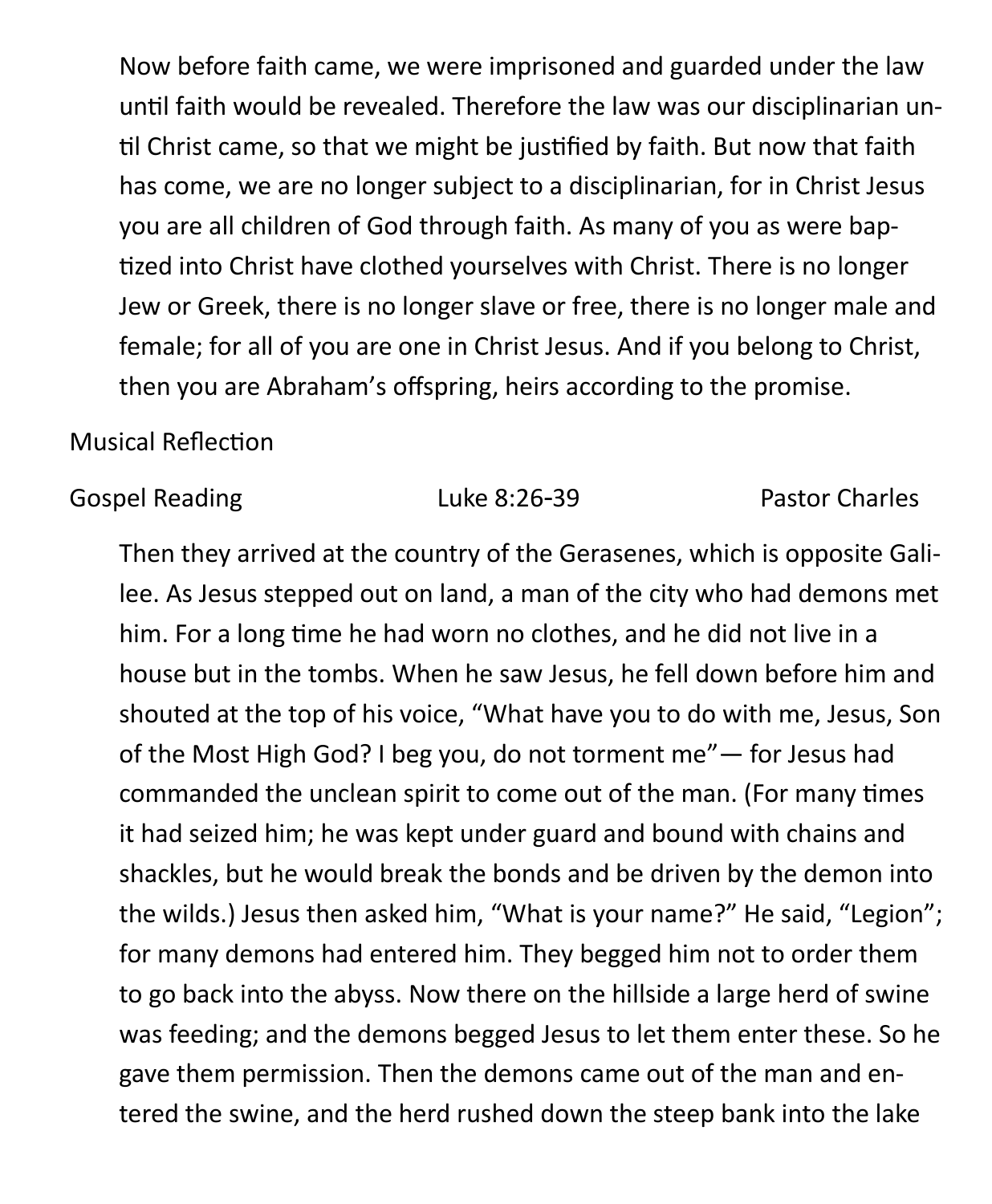Now before faith came, we were imprisoned and guarded under the law until faith would be revealed. Therefore the law was our disciplinarian until Christ came, so that we might be justified by faith. But now that faith has come, we are no longer subject to a disciplinarian, for in Christ Jesus you are all children of God through faith. As many of you as were baptized into Christ have clothed yourselves with Christ. There is no longer Jew or Greek, there is no longer slave or free, there is no longer male and female; for all of you are one in Christ Jesus. And if you belong to Christ, then you are Abraham's offspring, heirs according to the promise.

Musical Reflection

Gospel Reading Luke 8:26-39 Pastor Charles

Then they arrived at the country of the Gerasenes, which is opposite Galilee. As Jesus stepped out on land, a man of the city who had demons met him. For a long time he had worn no clothes, and he did not live in a house but in the tombs. When he saw Jesus, he fell down before him and shouted at the top of his voice, "What have you to do with me, Jesus, Son of the Most High God? I beg you, do not torment me"— for Jesus had commanded the unclean spirit to come out of the man. (For many times it had seized him; he was kept under guard and bound with chains and shackles, but he would break the bonds and be driven by the demon into the wilds.) Jesus then asked him, "What is your name?" He said, "Legion"; for many demons had entered him. They begged him not to order them to go back into the abyss. Now there on the hillside a large herd of swine was feeding; and the demons begged Jesus to let them enter these. So he gave them permission. Then the demons came out of the man and entered the swine, and the herd rushed down the steep bank into the lake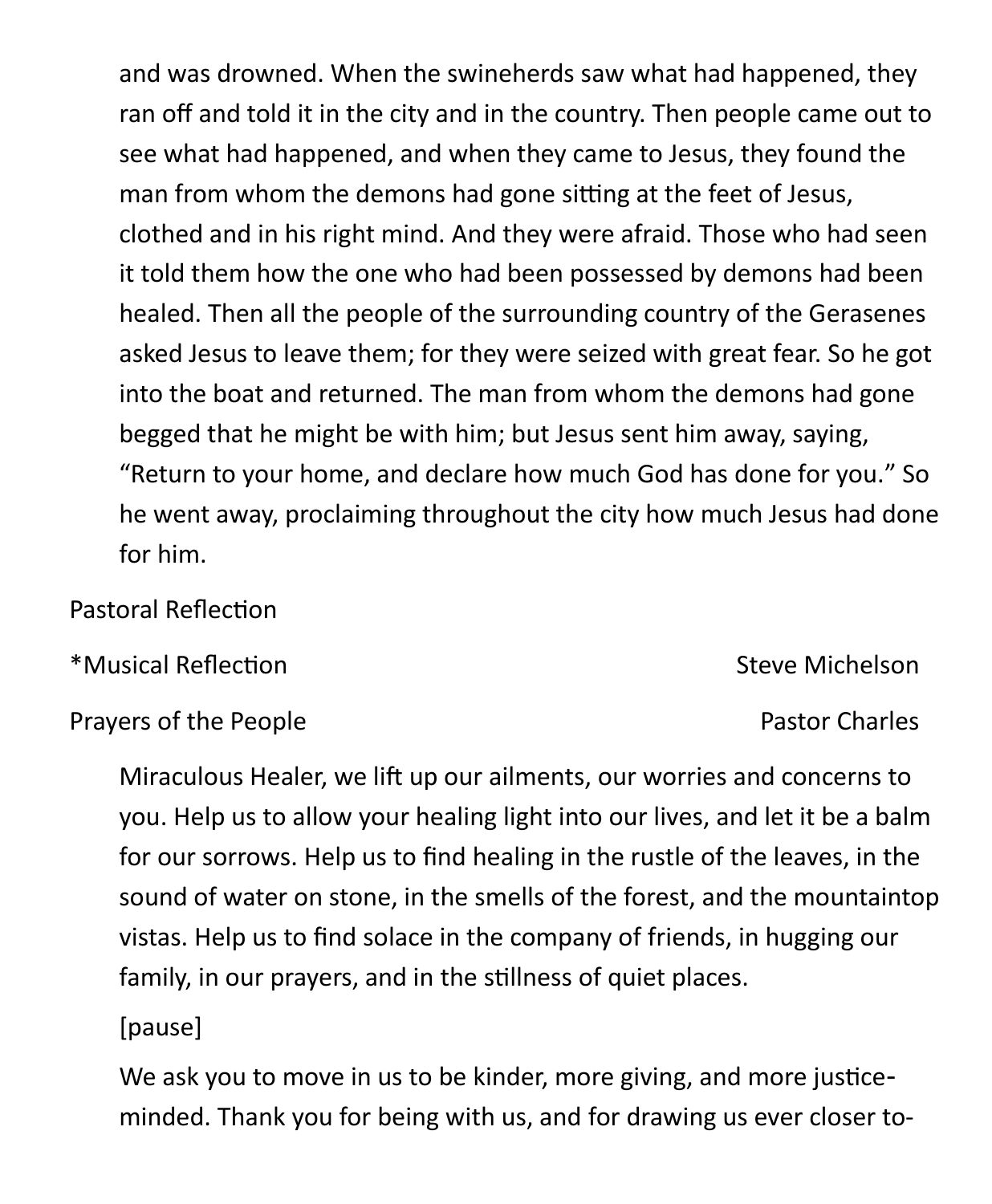and was drowned. When the swineherds saw what had happened, they ran off and told it in the city and in the country. Then people came out to see what had happened, and when they came to Jesus, they found the man from whom the demons had gone sitting at the feet of Jesus, clothed and in his right mind. And they were afraid. Those who had seen it told them how the one who had been possessed by demons had been healed. Then all the people of the surrounding country of the Gerasenes asked Jesus to leave them; for they were seized with great fear. So he got into the boat and returned. The man from whom the demons had gone begged that he might be with him; but Jesus sent him away, saying, "Return to your home, and declare how much God has done for you." So he went away, proclaiming throughout the city how much Jesus had done for him.

Pastoral Reflection

*Musical Reflection — Steve Michelson

Prayers of the People — Pastor Charles

Miraculous Healer, we lift up our ailments, our worries and concerns to you. Help us to allow your healing light into our lives, and let it be a balm for our sorrows. Help us to find healing in the rustle of the leaves, in the sound of water on stone, in the smells of the forest, and the mountaintop vistas. Help us to find solace in the company of friends, in hugging our family, in our prayers, and in the stillness of quiet places.

[pause]

We ask you to move in us to be kinder, more giving, and more justice-minded. Thank you for being with us, and for drawing us ever closer to-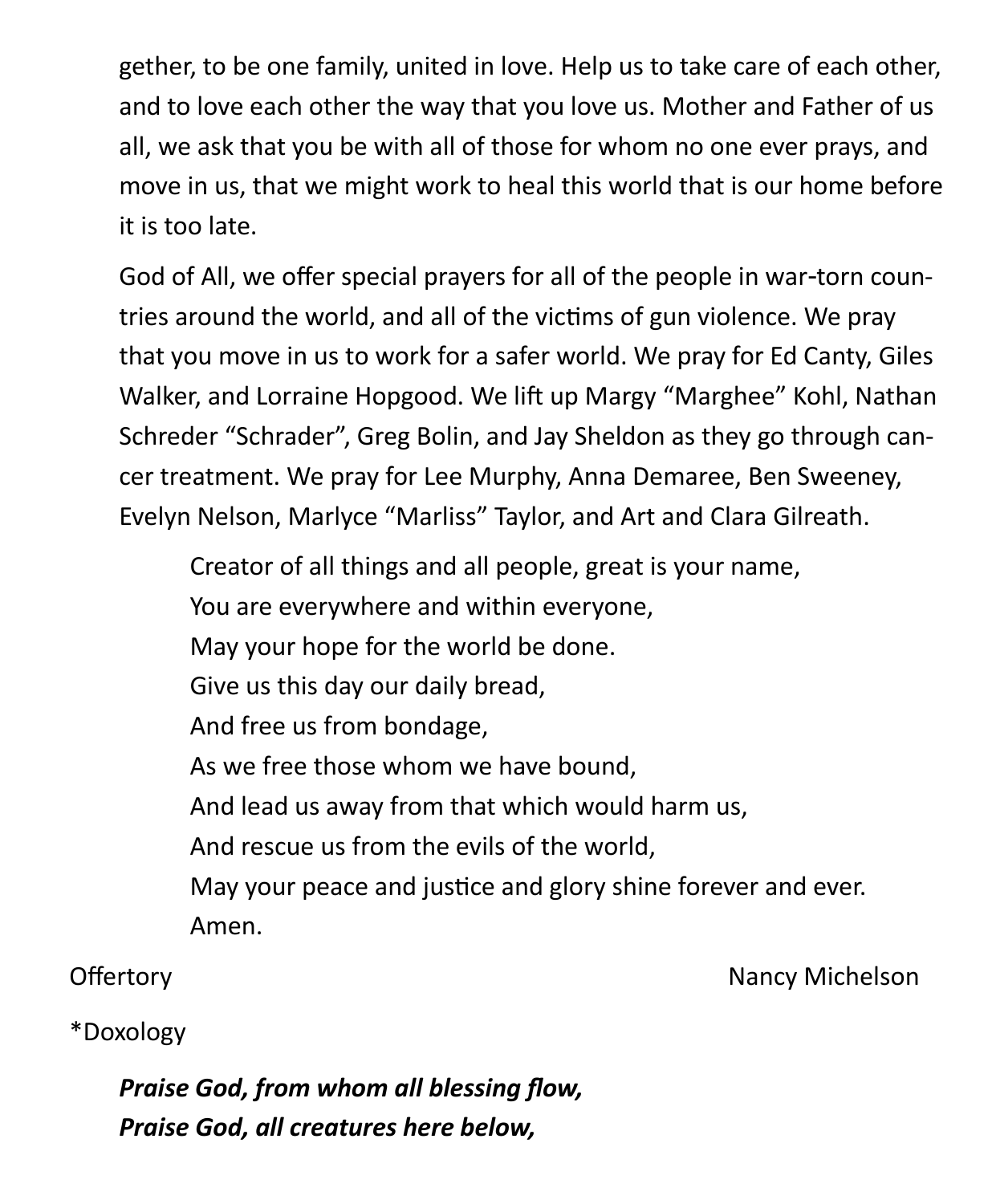gether, to be one family, united in love. Help us to take care of each other, and to love each other the way that you love us. Mother and Father of us all, we ask that you be with all of those for whom no one ever prays, and move in us, that we might work to heal this world that is our home before it is too late.

God of All, we offer special prayers for all of the people in war-torn countries around the world, and all of the victims of gun violence. We pray that you move in us to work for a safer world. We pray for Ed Canty, Giles Walker, and Lorraine Hopgood. We lift up Margy "Marghee" Kohl, Nathan Schreder "Schrader", Greg Bolin, and Jay Sheldon as they go through cancer treatment. We pray for Lee Murphy, Anna Demaree, Ben Sweeney, Evelyn Nelson, Marlyce "Marliss" Taylor, and Art and Clara Gilreath.

> Creator of all things and all people, great is your name,
> You are everywhere and within everyone,
> May your hope for the world be done.
> Give us this day our daily bread,
> And free us from bondage,
> As we free those whom we have bound,
> And lead us away from that which would harm us,
> And rescue us from the evils of the world,
> May your peace and justice and glory shine forever and ever.
> Amen.

Offertory — Nancy Michelson

*Doxology

***Praise God, from whom all blessing flow,***
***Praise God, all creatures here below,***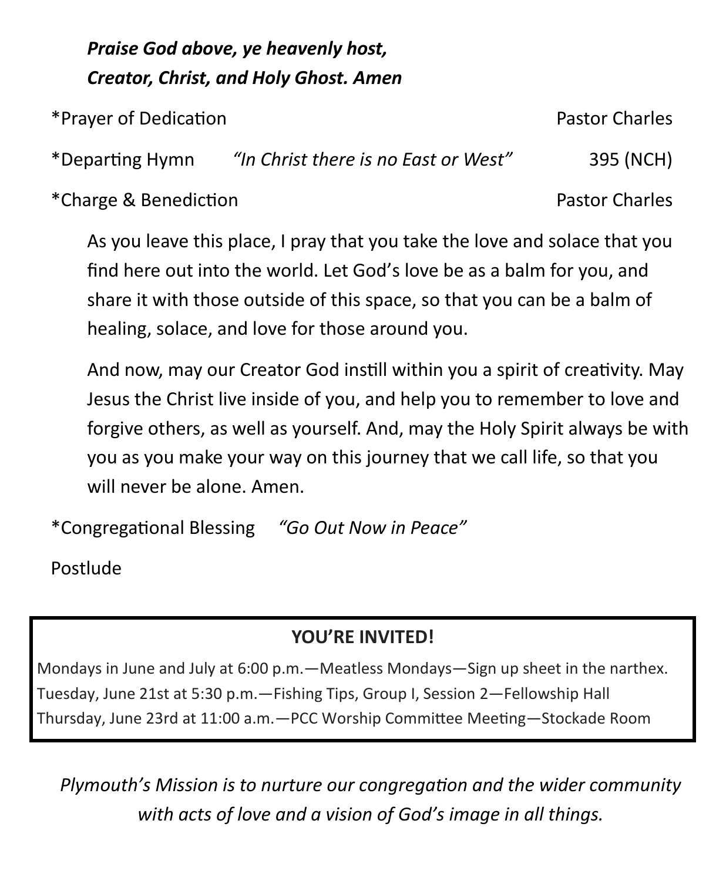***Praise God above, ye heavenly host,***
***Creator, Christ, and Holy Ghost. Amen***

*Prayer of Dedication — Pastor Charles

*Departing Hymn *"In Christ there is no East or West"* 395 (NCH)

*Charge & Benediction — Pastor Charles

As you leave this place, I pray that you take the love and solace that you find here out into the world. Let God's love be as a balm for you, and share it with those outside of this space, so that you can be a balm of healing, solace, and love for those around you.

And now, may our Creator God instill within you a spirit of creativity. May Jesus the Christ live inside of you, and help you to remember to love and forgive others, as well as yourself. And, may the Holy Spirit always be with you as you make your way on this journey that we call life, so that you will never be alone. Amen.

*Congregational Blessing *"Go Out Now in Peace"*

Postlude

**YOU'RE INVITED!**

Mondays in June and July at 6:00 p.m.—Meatless Mondays—Sign up sheet in the narthex.
Tuesday, June 21st at 5:30 p.m.—Fishing Tips, Group I, Session 2—Fellowship Hall
Thursday, June 23rd at 11:00 a.m.—PCC Worship Committee Meeting—Stockade Room

*Plymouth's Mission is to nurture our congregation and the wider community with acts of love and a vision of God's image in all things.*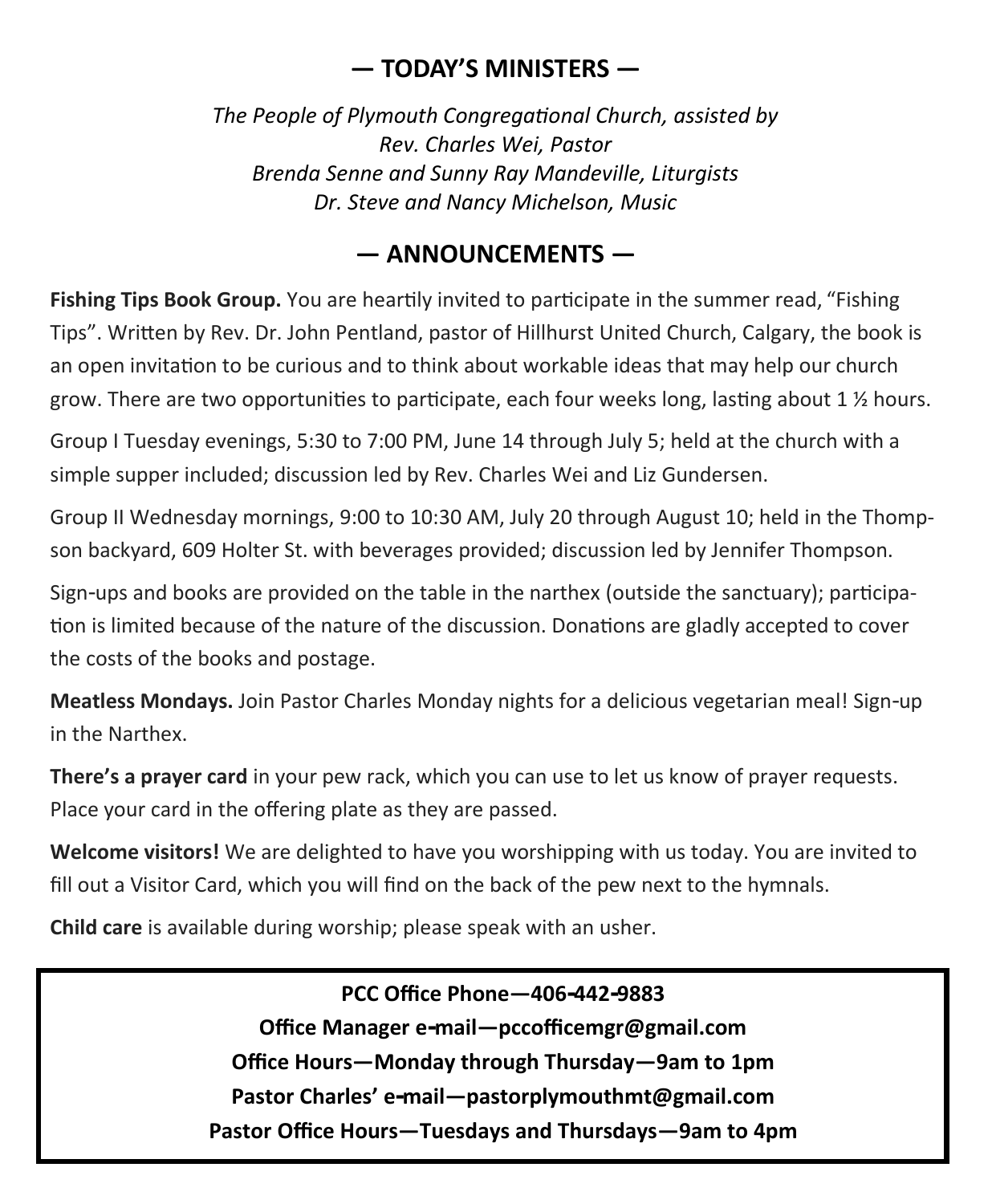## — TODAY'S MINISTERS —

*The People of Plymouth Congregational Church, assisted by*
*Rev. Charles Wei, Pastor*
*Brenda Senne and Sunny Ray Mandeville, Liturgists*
*Dr. Steve and Nancy Michelson, Music*

## — ANNOUNCEMENTS —

**Fishing Tips Book Group.** You are heartily invited to participate in the summer read, "Fishing Tips". Written by Rev. Dr. John Pentland, pastor of Hillhurst United Church, Calgary, the book is an open invitation to be curious and to think about workable ideas that may help our church grow. There are two opportunities to participate, each four weeks long, lasting about 1 ½ hours.

Group I Tuesday evenings, 5:30 to 7:00 PM, June 14 through July 5; held at the church with a simple supper included; discussion led by Rev. Charles Wei and Liz Gundersen.

Group II Wednesday mornings, 9:00 to 10:30 AM, July 20 through August 10; held in the Thompson backyard, 609 Holter St. with beverages provided; discussion led by Jennifer Thompson.

Sign-ups and books are provided on the table in the narthex (outside the sanctuary); participation is limited because of the nature of the discussion. Donations are gladly accepted to cover the costs of the books and postage.

**Meatless Mondays.** Join Pastor Charles Monday nights for a delicious vegetarian meal! Sign-up in the Narthex.

**There's a prayer card** in your pew rack, which you can use to let us know of prayer requests. Place your card in the offering plate as they are passed.

**Welcome visitors!** We are delighted to have you worshipping with us today. You are invited to fill out a Visitor Card, which you will find on the back of the pew next to the hymnals.

**Child care** is available during worship; please speak with an usher.

**PCC Office Phone—406-442-9883**
**Office Manager e-mail—pccofficemgr@gmail.com**
**Office Hours—Monday through Thursday—9am to 1pm**
**Pastor Charles' e-mail—pastorplymouthmt@gmail.com**
**Pastor Office Hours—Tuesdays and Thursdays—9am to 4pm**